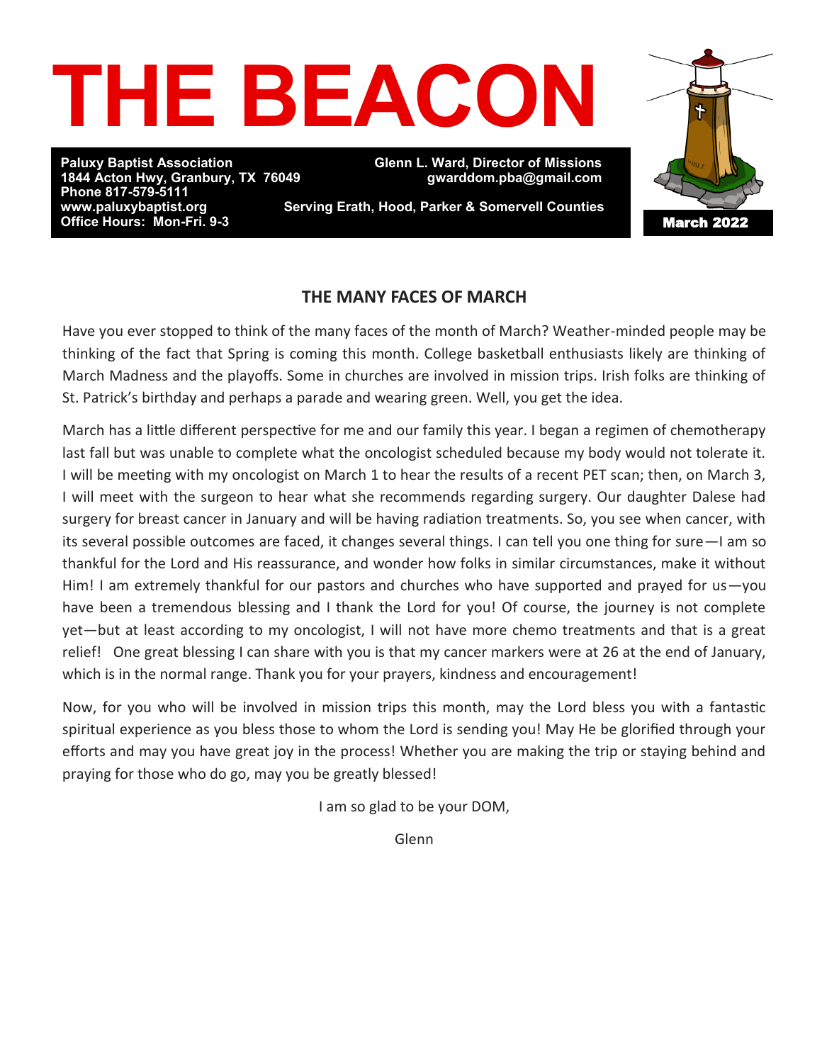# THE BEACON

**Paluxy Baptist Association**
**1844 Acton Hwy, Granbury, TX 76049**
**Phone 817-579-5111**
**www.paluxybaptist.org**
**Office Hours: Mon-Fri. 9-3**

**Glenn L. Ward, Director of Missions**
**gwarddom.pba@gmail.com**

**Serving Erath, Hood, Parker & Somervell Counties**

**March 2022**

## THE MANY FACES OF MARCH

Have you ever stopped to think of the many faces of the month of March? Weather-minded people may be thinking of the fact that Spring is coming this month. College basketball enthusiasts likely are thinking of March Madness and the playoffs. Some in churches are involved in mission trips. Irish folks are thinking of St. Patrick's birthday and perhaps a parade and wearing green. Well, you get the idea.

March has a little different perspective for me and our family this year. I began a regimen of chemotherapy last fall but was unable to complete what the oncologist scheduled because my body would not tolerate it. I will be meeting with my oncologist on March 1 to hear the results of a recent PET scan; then, on March 3, I will meet with the surgeon to hear what she recommends regarding surgery. Our daughter Dalese had surgery for breast cancer in January and will be having radiation treatments. So, you see when cancer, with its several possible outcomes are faced, it changes several things. I can tell you one thing for sure—I am so thankful for the Lord and His reassurance, and wonder how folks in similar circumstances, make it without Him! I am extremely thankful for our pastors and churches who have supported and prayed for us—you have been a tremendous blessing and I thank the Lord for you! Of course, the journey is not complete yet—but at least according to my oncologist, I will not have more chemo treatments and that is a great relief! One great blessing I can share with you is that my cancer markers were at 26 at the end of January, which is in the normal range. Thank you for your prayers, kindness and encouragement!

Now, for you who will be involved in mission trips this month, may the Lord bless you with a fantastic spiritual experience as you bless those to whom the Lord is sending you! May He be glorified through your efforts and may you have great joy in the process! Whether you are making the trip or staying behind and praying for those who do go, may you be greatly blessed!

I am so glad to be your DOM,

Glenn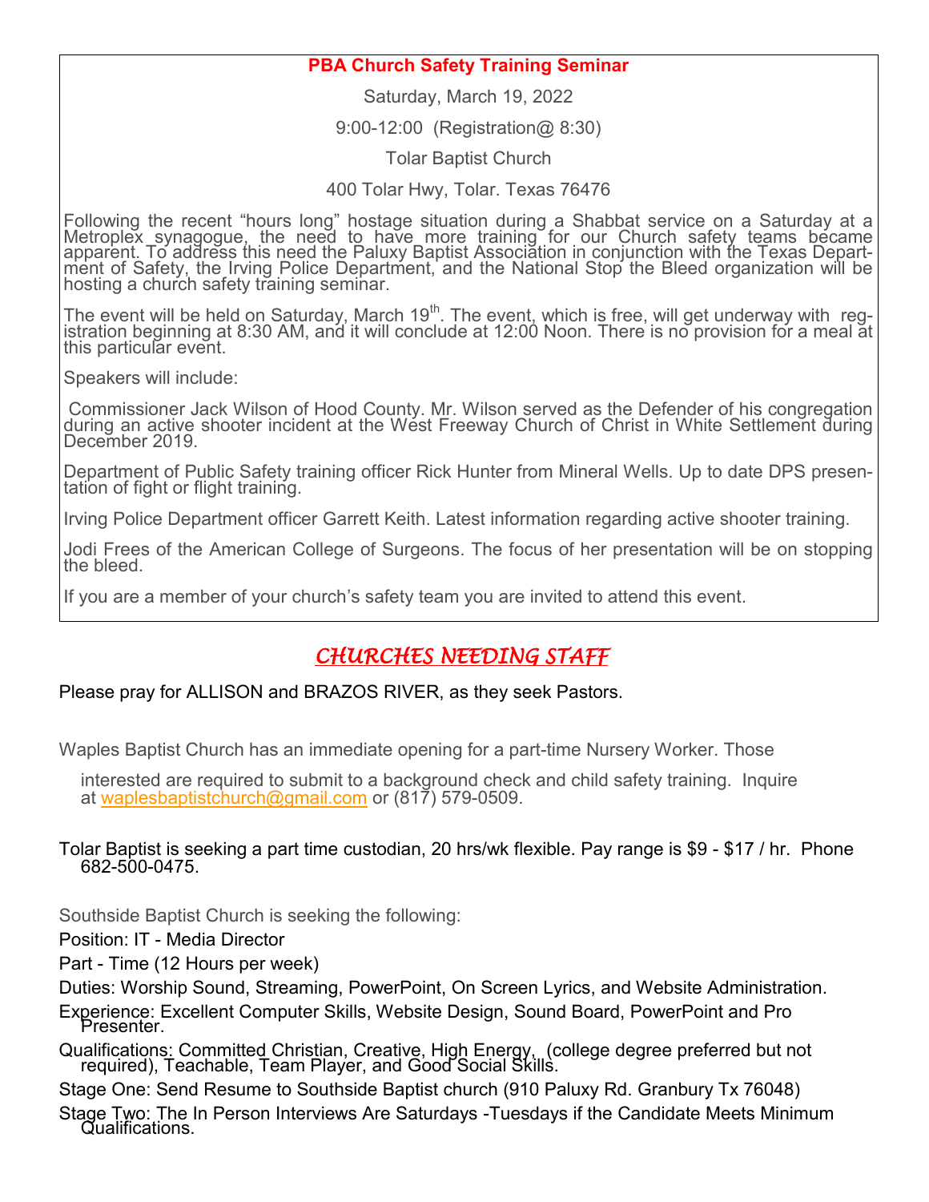## PBA Church Safety Training Seminar

Saturday, March 19, 2022

9:00-12:00 (Registration@ 8:30)

Tolar Baptist Church

400 Tolar Hwy, Tolar. Texas 76476

Following the recent "hours long" hostage situation during a Shabbat service on a Saturday at a Metroplex synagogue, the need to have more training for our Church safety teams became apparent. To address this need the Paluxy Baptist Association in conjunction with the Texas Department of Safety, the Irving Police Department, and the National Stop the Bleed organization will be hosting a church safety training seminar.

The event will be held on Saturday, March 19th. The event, which is free, will get underway with registration beginning at 8:30 AM, and it will conclude at 12:00 Noon. There is no provision for a meal at this particular event.

Speakers will include:

Commissioner Jack Wilson of Hood County. Mr. Wilson served as the Defender of his congregation during an active shooter incident at the West Freeway Church of Christ in White Settlement during December 2019.

Department of Public Safety training officer Rick Hunter from Mineral Wells. Up to date DPS presentation of fight or flight training.

Irving Police Department officer Garrett Keith. Latest information regarding active shooter training.

Jodi Frees of the American College of Surgeons. The focus of her presentation will be on stopping the bleed.

If you are a member of your church's safety team you are invited to attend this event.

## *CHURCHES NEEDING STAFF*

Please pray for ALLISON and BRAZOS RIVER, as they seek Pastors.

Waples Baptist Church has an immediate opening for a part-time Nursery Worker. Those interested are required to submit to a background check and child safety training. Inquire at waplesbaptistchurch@gmail.com or (817) 579-0509.

Tolar Baptist is seeking a part time custodian, 20 hrs/wk flexible. Pay range is $9 - $17 / hr. Phone 682-500-0475.

Southside Baptist Church is seeking the following:

Position: IT - Media Director

Part - Time (12 Hours per week)

Duties: Worship Sound, Streaming, PowerPoint, On Screen Lyrics, and Website Administration.

Experience: Excellent Computer Skills, Website Design, Sound Board, PowerPoint and Pro Presenter.

Qualifications: Committed Christian, Creative, High Energy, (college degree preferred but not required), Teachable, Team Player, and Good Social Skills.

Stage One: Send Resume to Southside Baptist church (910 Paluxy Rd. Granbury Tx 76048)

Stage Two: The In Person Interviews Are Saturdays -Tuesdays if the Candidate Meets Minimum Qualifications.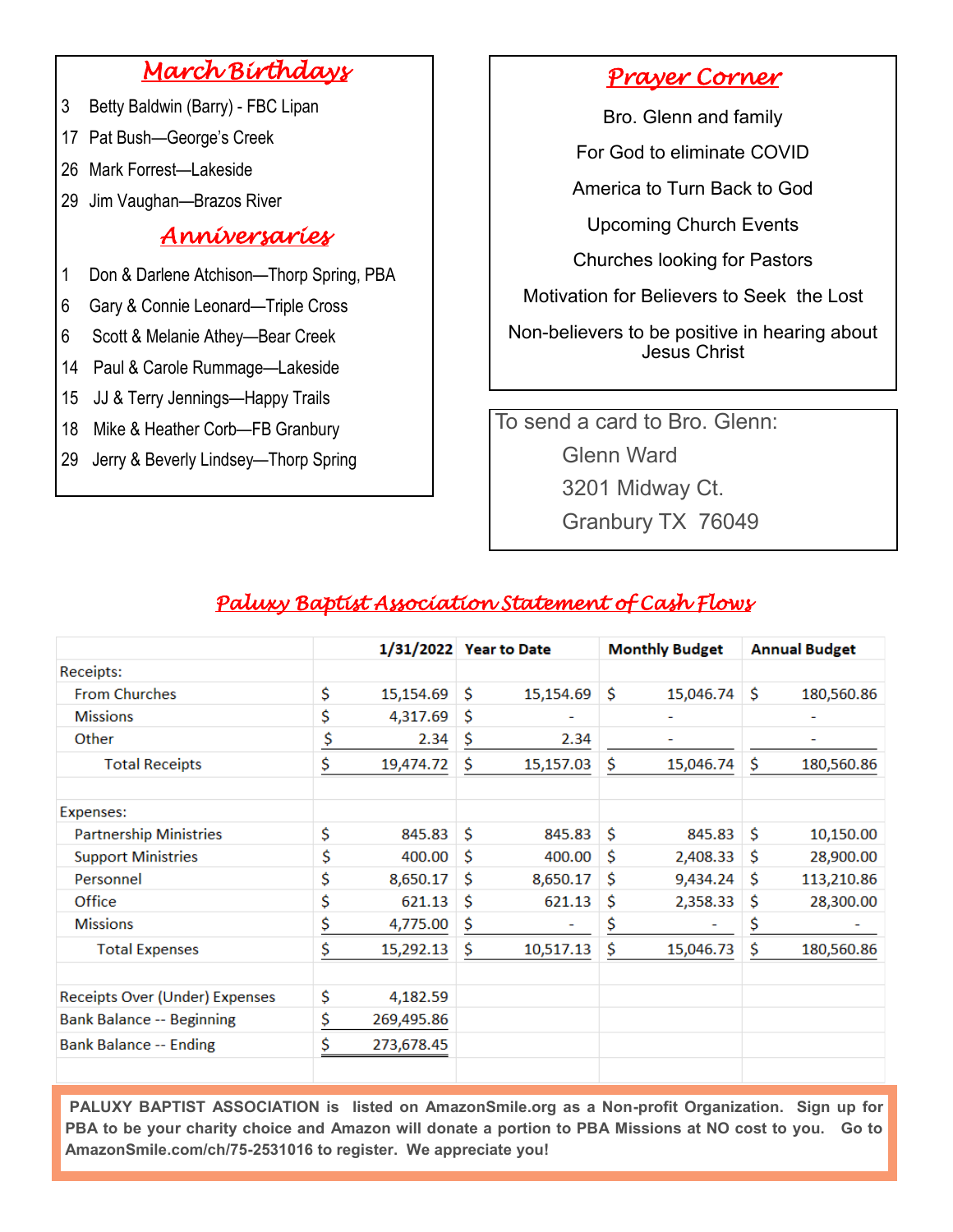## March Birthdays

3 Betty Baldwin (Barry) - FBC Lipan

17 Pat Bush—George's Creek

26 Mark Forrest—Lakeside

29 Jim Vaughan—Brazos River

## Anniversaries

1 Don & Darlene Atchison—Thorp Spring, PBA

6 Gary & Connie Leonard—Triple Cross

6 Scott & Melanie Athey—Bear Creek

14 Paul & Carole Rummage—Lakeside

15 JJ & Terry Jennings—Happy Trails

18 Mike & Heather Corb—FB Granbury

29 Jerry & Beverly Lindsey—Thorp Spring

## Prayer Corner

Bro. Glenn and family

For God to eliminate COVID

America to Turn Back to God

Upcoming Church Events

Churches looking for Pastors

Motivation for Believers to Seek the Lost

Non-believers to be positive in hearing about Jesus Christ

To send a card to Bro. Glenn:

Glenn Ward
3201 Midway Ct.
Granbury TX 76049

## Paluxy Baptist Association Statement of Cash Flows

| | 1/31/2022 | Year to Date | Monthly Budget | Annual Budget |
|---|---|---|---|---|
| Receipts: | | | | |
| From Churches | $ 15,154.69 | $ 15,154.69 | $ 15,046.74 | $ 180,560.86 |
| Missions | $ 4,317.69 | $ - | - | - |
| Other | $ 2.34 | $ 2.34 | - | - |
| Total Receipts | $ 19,474.72 | $ 15,157.03 | $ 15,046.74 | $ 180,560.86 |
| | | | | |
| Expenses: | | | | |
| Partnership Ministries | $ 845.83 | $ 845.83 | $ 845.83 | $ 10,150.00 |
| Support Ministries | $ 400.00 | $ 400.00 | $ 2,408.33 | $ 28,900.00 |
| Personnel | $ 8,650.17 | $ 8,650.17 | $ 9,434.24 | $ 113,210.86 |
| Office | $ 621.13 | $ 621.13 | $ 2,358.33 | $ 28,300.00 |
| Missions | $ 4,775.00 | $ - | $ - | $ - |
| Total Expenses | $ 15,292.13 | $ 10,517.13 | $ 15,046.73 | $ 180,560.86 |
| | | | | |
| Receipts Over (Under) Expenses | $ 4,182.59 | | | |
| Bank Balance -- Beginning | $ 269,495.86 | | | |
| Bank Balance -- Ending | $ 273,678.45 | | | |

**PALUXY BAPTIST ASSOCIATION is listed on AmazonSmile.org as a Non-profit Organization. Sign up for PBA to be your charity choice and Amazon will donate a portion to PBA Missions at NO cost to you. Go to AmazonSmile.com/ch/75-2531016 to register. We appreciate you!**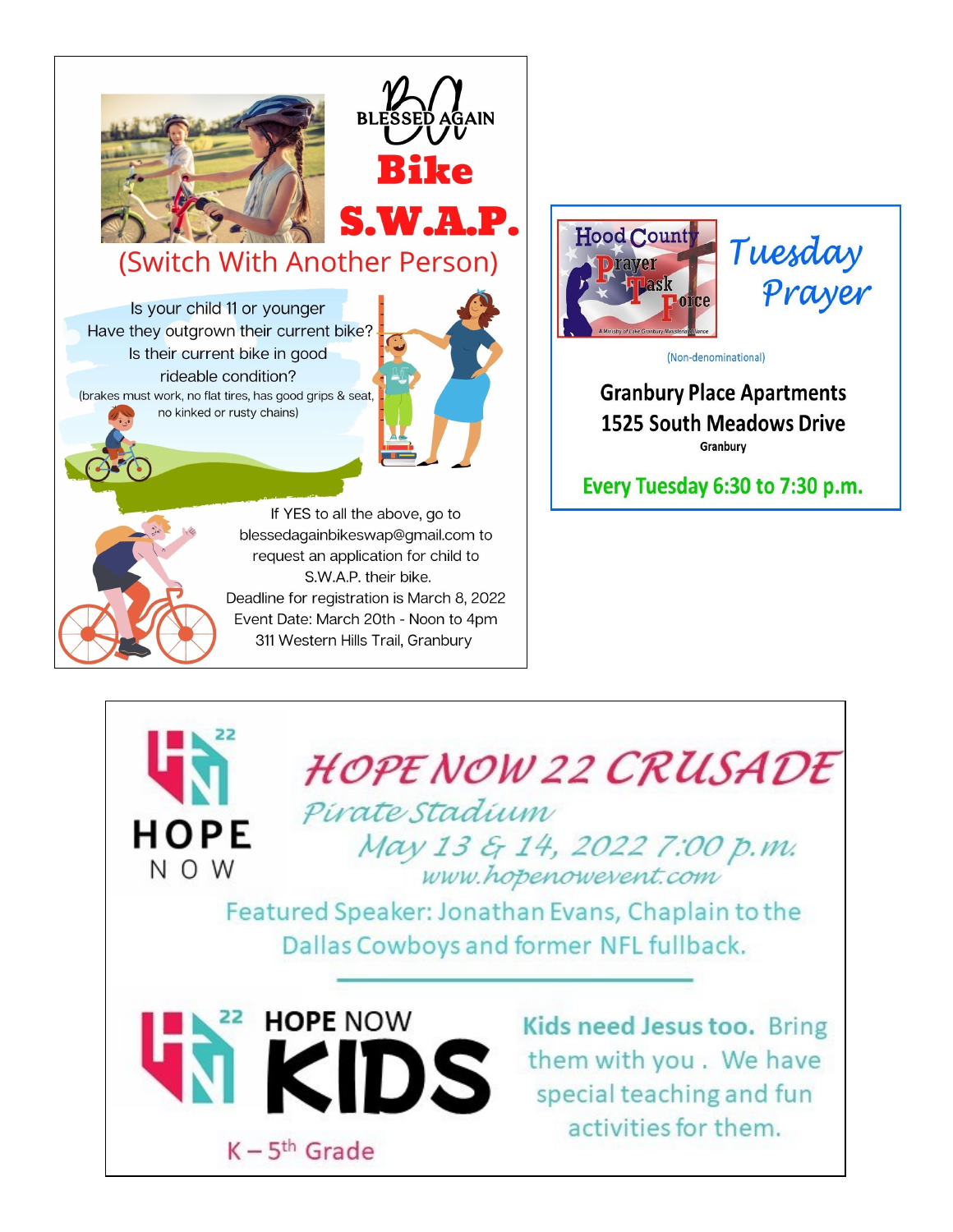## BLESSED AGAIN Bike S.W.A.P.

(Switch With Another Person)

Is your child 11 or younger
Have they outgrown their current bike?
Is their current bike in good rideable condition?
(brakes must work, no flat tires, has good grips & seat, no kinked or rusty chains)

If YES to all the above, go to blessedagainbikeswap@gmail.com to request an application for child to S.W.A.P. their bike.
Deadline for registration is March 8, 2022
Event Date: March 20th - Noon to 4pm
311 Western Hills Trail, Granbury

---

## Hood County Prayer Task Force

A Ministry of Lake Granbury Ministerial Alliance

## Tuesday Prayer

(Non-denominational)

**Granbury Place Apartments**
**1525 South Meadows Drive**
Granbury

**Every Tuesday 6:30 to 7:30 p.m.**

---

## HOPE NOW 22 CRUSADE

HOPE NOW 22

*Pirate Stadium*
*May 13 & 14, 2022 7:00 p.m.*
*www.hopenowevent.com*

Featured Speaker: Jonathan Evans, Chaplain to the Dallas Cowboys and former NFL fullback.

## HOPE NOW 22 KIDS

K – 5th Grade

**Kids need Jesus too.** Bring them with you . We have special teaching and fun activities for them.